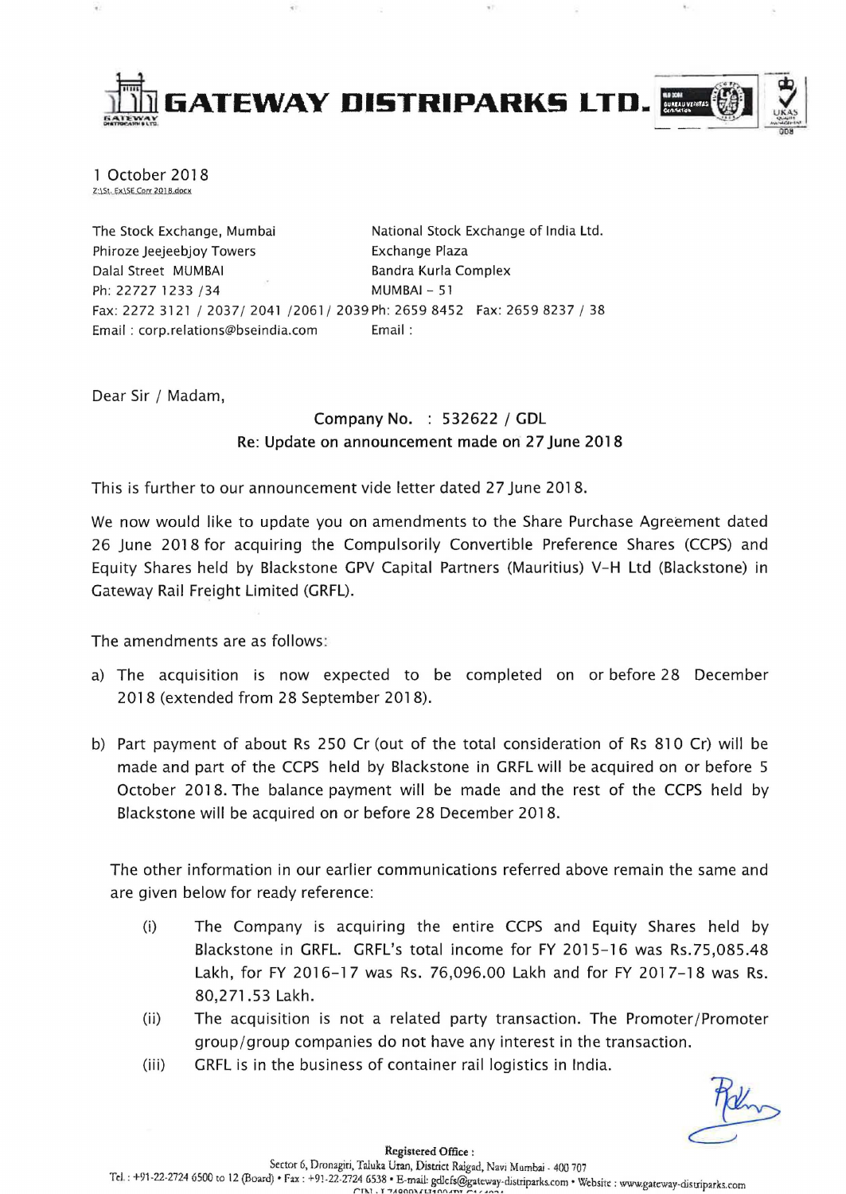# GATEWAY DISTRIPARKS LTD.

1 October 2018
Z:\St. Ex\SE Corr 2018.docx

The Stock Exchange, Mumbai
Phiroze Jeejeebjoy Towers
Dalal Street MUMBAI
Ph: 22727 1233 /34
Fax: 2272 3121 / 2037/ 2041 /2061/ 2039
Email : corp.relations@bseindia.com

National Stock Exchange of India Ltd.
Exchange Plaza
Bandra Kurla Complex
MUMBAI – 51
Ph: 2659 8452 Fax: 2659 8237 / 38
Email :

Dear Sir / Madam,

**Company No. : 532622 / GDL**
**Re: Update on announcement made on 27 June 2018**

This is further to our announcement vide letter dated 27 June 2018.

We now would like to update you on amendments to the Share Purchase Agreement dated 26 June 2018 for acquiring the Compulsorily Convertible Preference Shares (CCPS) and Equity Shares held by Blackstone GPV Capital Partners (Mauritius) V-H Ltd (Blackstone) in Gateway Rail Freight Limited (GRFL).

The amendments are as follows:

a) The acquisition is now expected to be completed on or before 28 December 2018 (extended from 28 September 2018).

b) Part payment of about Rs 250 Cr (out of the total consideration of Rs 810 Cr) will be made and part of the CCPS held by Blackstone in GRFL will be acquired on or before 5 October 2018. The balance payment will be made and the rest of the CCPS held by Blackstone will be acquired on or before 28 December 2018.

The other information in our earlier communications referred above remain the same and are given below for ready reference:

(i) The Company is acquiring the entire CCPS and Equity Shares held by Blackstone in GRFL. GRFL's total income for FY 2015-16 was Rs.75,085.48 Lakh, for FY 2016-17 was Rs. 76,096.00 Lakh and for FY 2017-18 was Rs. 80,271.53 Lakh.

(ii) The acquisition is not a related party transaction. The Promoter/Promoter group/group companies do not have any interest in the transaction.

(iii) GRFL is in the business of container rail logistics in India.

**Registered Office :**
Sector 6, Dronagiri, Taluka Uran, District Raigad, Navi Mumbai - 400 707
Tel. : +91-22-2724 6500 to 12 (Board) • Fax : +91-22-2724 6538 • E-mail: gdlcfs@gateway-distriparks.com • Website : www.gateway-distriparks.com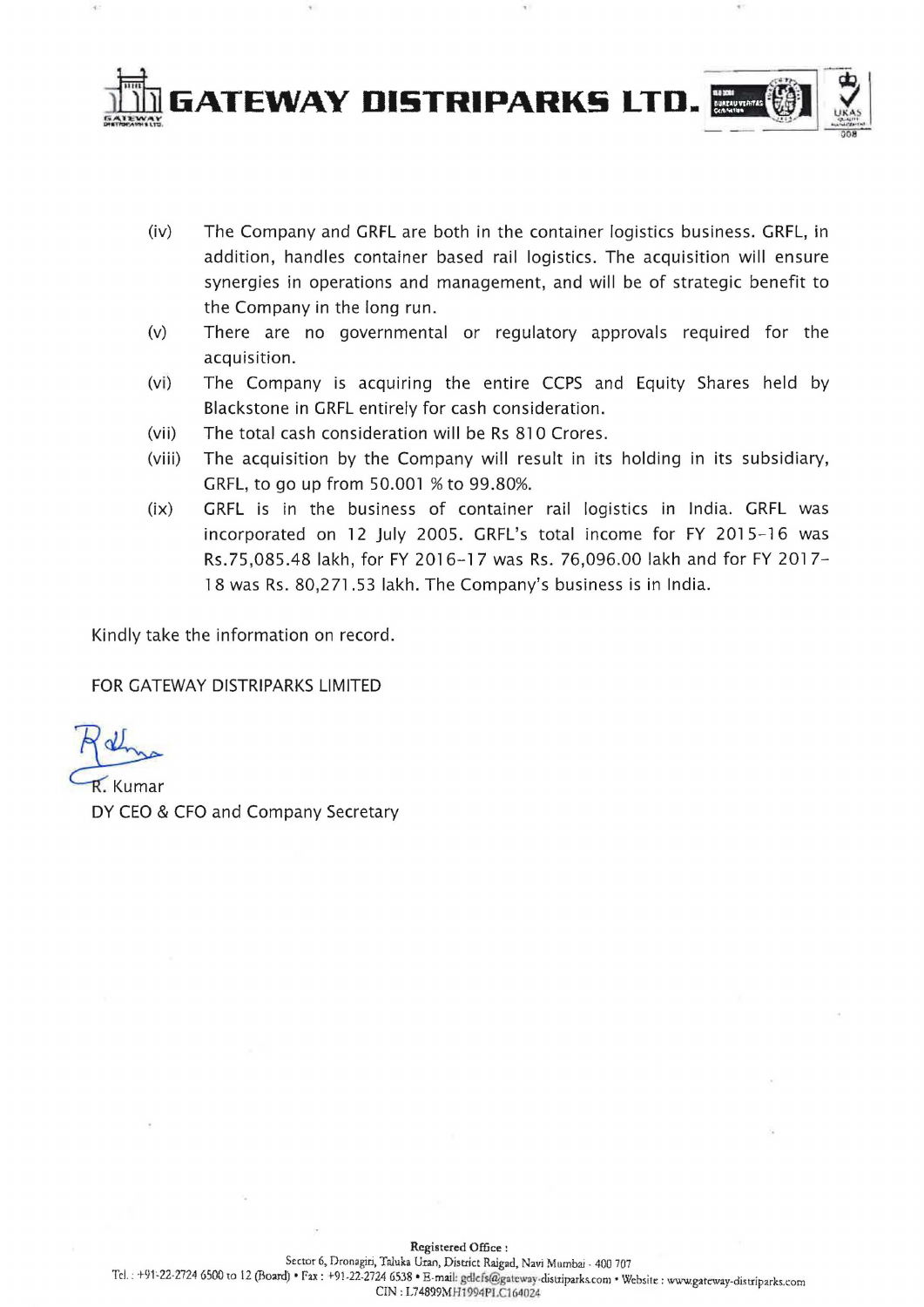# GATEWAY DISTRIPARKS LTD.

(iv) The Company and GRFL are both in the container logistics business. GRFL, in addition, handles container based rail logistics. The acquisition will ensure synergies in operations and management, and will be of strategic benefit to the Company in the long run.

(v) There are no governmental or regulatory approvals required for the acquisition.

(vi) The Company is acquiring the entire CCPS and Equity Shares held by Blackstone in GRFL entirely for cash consideration.

(vii) The total cash consideration will be Rs 810 Crores.

(viii) The acquisition by the Company will result in its holding in its subsidiary, GRFL, to go up from 50.001 % to 99.80%.

(ix) GRFL is in the business of container rail logistics in India. GRFL was incorporated on 12 July 2005. GRFL's total income for FY 2015-16 was Rs.75,085.48 lakh, for FY 2016-17 was Rs. 76,096.00 lakh and for FY 2017-18 was Rs. 80,271.53 lakh. The Company's business is in India.

Kindly take the information on record.

FOR GATEWAY DISTRIPARKS LIMITED

R. Kumar
DY CEO & CFO and Company Secretary

**Registered Office :**
Sector 6, Dronagiri, Taluka Uran, District Raigad, Navi Mumbai - 400 707
Tel. : +91-22-2724 6500 to 12 (Board) • Fax : +91-22-2724 6538 • E-mail: gdlcfs@gateway-distriparks.com • Website : www.gateway-distriparks.com
CIN : L74899MH1994PLC164024